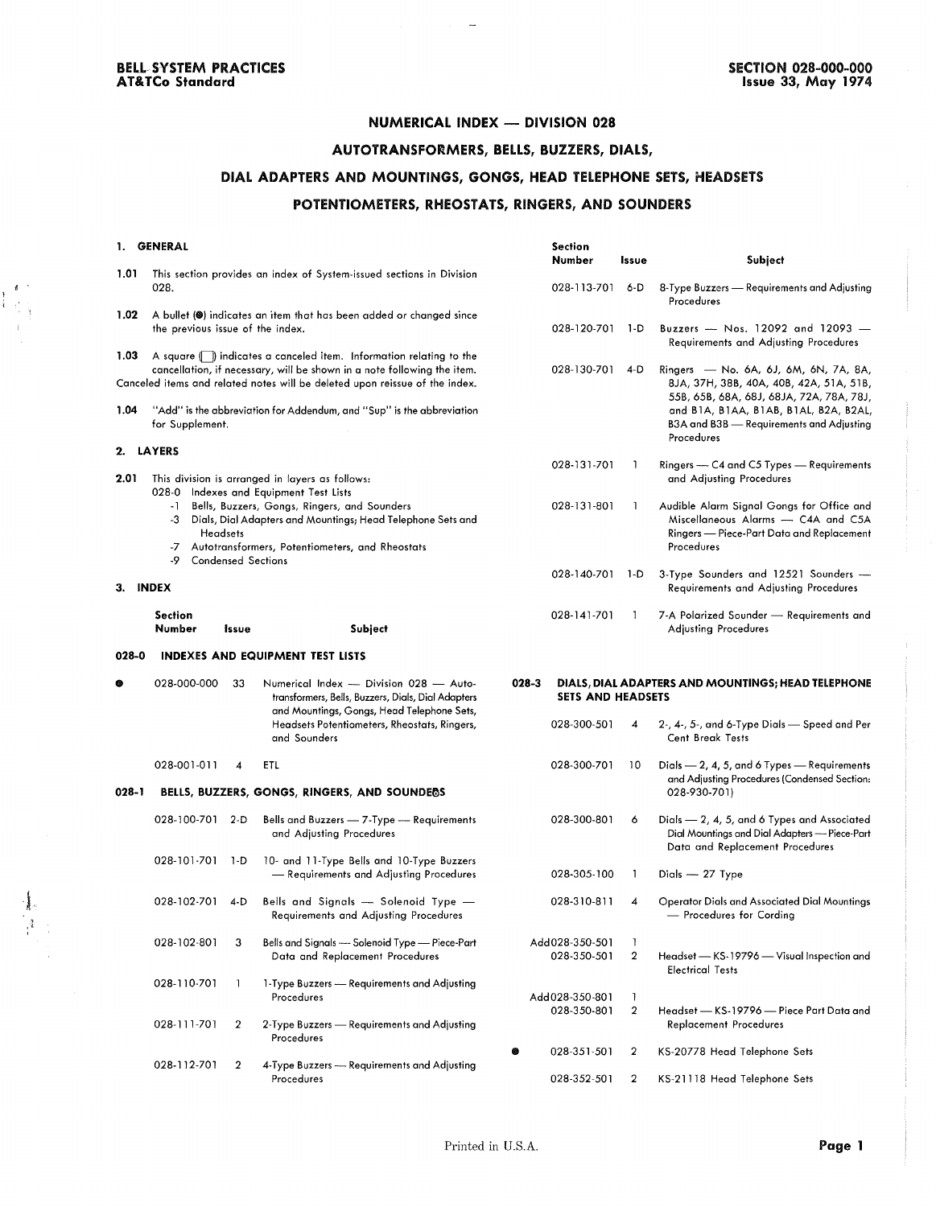# NUMERICAL INDEX — DIVISION 028

## AUTOTRANSFORMERS, BELLS, BUZZERS, DIALS, DIAL ADAPTERS AND MOUNTINGS, GONGS, HEAD TELEPHONE SETS, HEADSETS POTENTIOMETERS, RHEOSTATS, RINGERS, AND SOUNDERS

### 1. GENERAL

**1.01** This section provides an index of System-issued sections in Division 028.

**1.02** A bullet (●) indicates an item that has been added or changed since the previous issue of the index.

**1.03** A square (□) indicates a canceled item. Information relating to the cancellation, if necessary, will be shown in a note following the item. Canceled items and related notes will be deleted upon reissue of the index.

**1.04** "Add" is the abbreviation for Addendum, and "Sup" is the abbreviation for Supplement.

### 2. LAYERS

**2.01** This division is arranged in layers as follows:

- 028-0 Indexes and Equipment Test Lists
- -1 Bells, Buzzers, Gongs, Ringers, and Sounders
- -3 Dials, Dial Adapters and Mountings; Head Telephone Sets and Headsets
- -7 Autotransformers, Potentiometers, and Rheostats
- -9 Condensed Sections

### 3. INDEX

| | Section Number | Issue | Subject |
|---|---|---|---|
| **028-0** | **INDEXES AND EQUIPMENT TEST LISTS** | | |
| ● | 028-000-000 | 33 | Numerical Index — Division 028 — Autotransformers, Bells, Buzzers, Dials, Dial Adapters and Mountings, Gongs, Head Telephone Sets, Headsets Potentiometers, Rheostats, Ringers, and Sounders |
| | 028-001-011 | 4 | ETL |
| **028-1** | **BELLS, BUZZERS, GONGS, RINGERS, AND SOUNDERS** | | |
| | 028-100-701 | 2-D | Bells and Buzzers — 7-Type — Requirements and Adjusting Procedures |
| | 028-101-701 | 1-D | 10- and 11-Type Bells and 10-Type Buzzers — Requirements and Adjusting Procedures |
| | 028-102-701 | 4-D | Bells and Signals — Solenoid Type — Requirements and Adjusting Procedures |
| | 028-102-801 | 3 | Bells and Signals — Solenoid Type — Piece-Part Data and Replacement Procedures |
| | 028-110-701 | 1 | 1-Type Buzzers — Requirements and Adjusting Procedures |
| | 028-111-701 | 2 | 2-Type Buzzers — Requirements and Adjusting Procedures |
| | 028-112-701 | 2 | 4-Type Buzzers — Requirements and Adjusting Procedures |
| | 028-113-701 | 6-D | 8-Type Buzzers — Requirements and Adjusting Procedures |
| | 028-120-701 | 1-D | Buzzers — Nos. 12092 and 12093 — Requirements and Adjusting Procedures |
| | 028-130-701 | 4-D | Ringers — No. 6A, 6J, 6M, 6N, 7A, 8A, 8JA, 37H, 38B, 40A, 40B, 42A, 51A, 51B, 55B, 65B, 68A, 68J, 68JA, 72A, 78A, 78J, and B1A, B1AA, B1AB, B1AL, B2A, B2AL, B3A and B3B — Requirements and Adjusting Procedures |
| | 028-131-701 | 1 | Ringers — C4 and C5 Types — Requirements and Adjusting Procedures |
| | 028-131-801 | 1 | Audible Alarm Signal Gongs for Office and Miscellaneous Alarms — C4A and C5A Ringers — Piece-Part Data and Replacement Procedures |
| | 028-140-701 | 1-D | 3-Type Sounders and 12521 Sounders — Requirements and Adjusting Procedures |
| | 028-141-701 | 1 | 7-A Polarized Sounder — Requirements and Adjusting Procedures |
| **028-3** | **DIALS, DIAL ADAPTERS AND MOUNTINGS; HEAD TELEPHONE SETS AND HEADSETS** | | |
| | 028-300-501 | 4 | 2-, 4-, 5-, and 6-Type Dials — Speed and Per Cent Break Tests |
| | 028-300-701 | 10 | Dials — 2, 4, 5, and 6 Types — Requirements and Adjusting Procedures (Condensed Section: 028-930-701) |
| | 028-300-801 | 6 | Dials — 2, 4, 5, and 6 Types and Associated Dial Mountings and Dial Adapters — Piece-Part Data and Replacement Procedures |
| | 028-305-100 | 1 | Dials — 27 Type |
| | 028-310-811 | 4 | Operator Dials and Associated Dial Mountings — Procedures for Cording |
| | Add 028-350-501 | 1 | |
| | 028-350-501 | 2 | Headset — KS-19796 — Visual Inspection and Electrical Tests |
| | Add 028-350-801 | 1 | |
| | 028-350-801 | 2 | Headset — KS-19796 — Piece Part Data and Replacement Procedures |
| ● | 028-351-501 | 2 | KS-20778 Head Telephone Sets |
| | 028-352-501 | 2 | KS-21118 Head Telephone Sets |

Printed in U.S.A.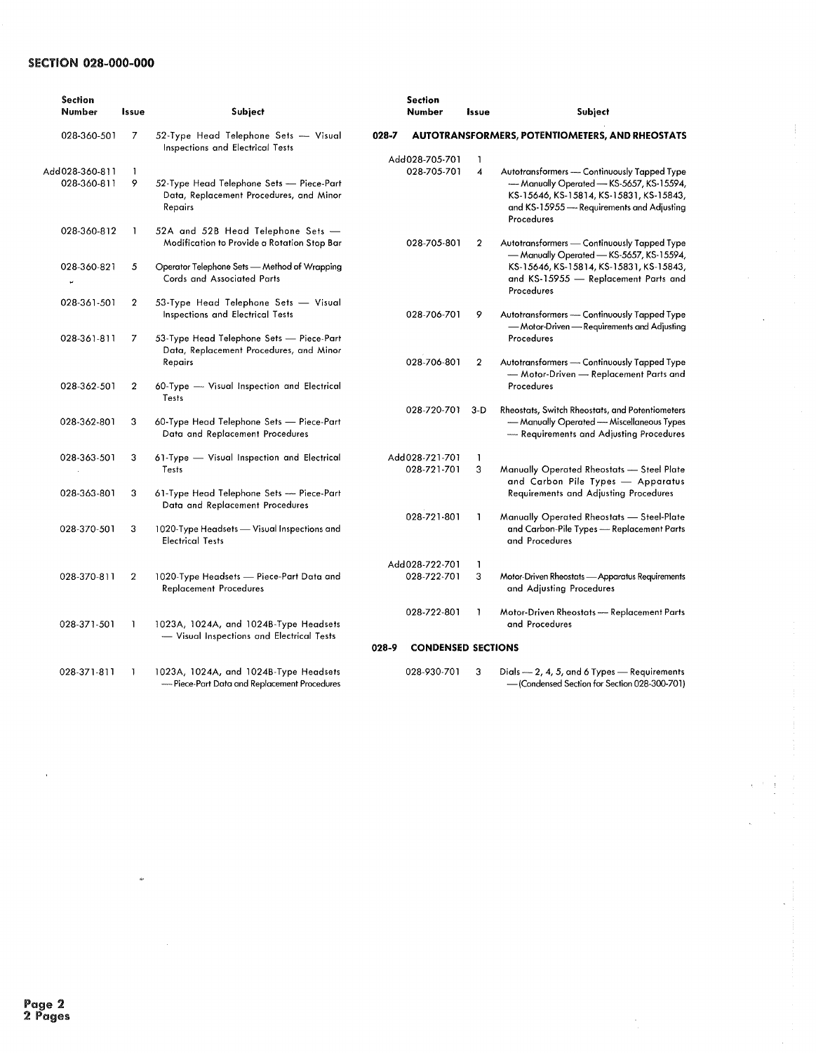## SECTION 028-000-000

| Section Number | Issue | Subject |
|---|---|---|
| 028-360-501 | 7 | 52-Type Head Telephone Sets — Visual Inspections and Electrical Tests |
| Add 028-360-811 | 1 | |
| 028-360-811 | 9 | 52-Type Head Telephone Sets — Piece-Part Data, Replacement Procedures, and Minor Repairs |
| 028-360-812 | 1 | 52A and 52B Head Telephone Sets — Modification to Provide a Rotation Stop Bar |
| 028-360-821 | 5 | Operator Telephone Sets — Method of Wrapping Cords and Associated Parts |
| 028-361-501 | 2 | 53-Type Head Telephone Sets — Visual Inspections and Electrical Tests |
| 028-361-811 | 7 | 53-Type Head Telephone Sets — Piece-Part Data, Replacement Procedures, and Minor Repairs |
| 028-362-501 | 2 | 60-Type — Visual Inspection and Electrical Tests |
| 028-362-801 | 3 | 60-Type Head Telephone Sets — Piece-Part Data and Replacement Procedures |
| 028-363-501 | 3 | 61-Type — Visual Inspection and Electrical Tests |
| 028-363-801 | 3 | 61-Type Head Telephone Sets — Piece-Part Data and Replacement Procedures |
| 028-370-501 | 3 | 1020-Type Headsets — Visual Inspections and Electrical Tests |
| 028-370-811 | 2 | 1020-Type Headsets — Piece-Part Data and Replacement Procedures |
| 028-371-501 | 1 | 1023A, 1024A, and 1024B-Type Headsets — Visual Inspections and Electrical Tests |
| 028-371-811 | 1 | 1023A, 1024A, and 1024B-Type Headsets — Piece-Part Data and Replacement Procedures |

### 028-7 AUTOTRANSFORMERS, POTENTIOMETERS, AND RHEOSTATS

| Section Number | Issue | Subject |
|---|---|---|
| Add 028-705-701 | 1 | |
| 028-705-701 | 4 | Autotransformers — Continuously Tapped Type — Manually Operated — KS-5657, KS-15594, KS-15646, KS-15814, KS-15831, KS-15843, and KS-15955 — Requirements and Adjusting Procedures |
| 028-705-801 | 2 | Autotransformers — Continuously Tapped Type — Manually Operated — KS-5657, KS-15594, KS-15646, KS-15814, KS-15831, KS-15843, and KS-15955 — Replacement Parts and Procedures |
| 028-706-701 | 9 | Autotransformers — Continuously Tapped Type — Motor-Driven — Requirements and Adjusting Procedures |
| 028-706-801 | 2 | Autotransformers — Continuously Tapped Type — Motor-Driven — Replacement Parts and Procedures |
| 028-720-701 | 3-D | Rheostats, Switch Rheostats, and Potentiometers — Manually Operated — Miscellaneous Types — Requirements and Adjusting Procedures |
| Add 028-721-701 | 1 | |
| 028-721-701 | 3 | Manually Operated Rheostats — Steel Plate and Carbon Pile Types — Apparatus Requirements and Adjusting Procedures |
| 028-721-801 | 1 | Manually Operated Rheostats — Steel-Plate and Carbon-Pile Types — Replacement Parts and Procedures |
| Add 028-722-701 | 1 | |
| 028-722-701 | 3 | Motor-Driven Rheostats — Apparatus Requirements and Adjusting Procedures |
| 028-722-801 | 1 | Motor-Driven Rheostats — Replacement Parts and Procedures |

### 028-9 CONDENSED SECTIONS

| Section Number | Issue | Subject |
|---|---|---|
| 028-930-701 | 3 | Dials — 2, 4, 5, and 6 Types — Requirements — (Condensed Section for Section 028-300-701) |